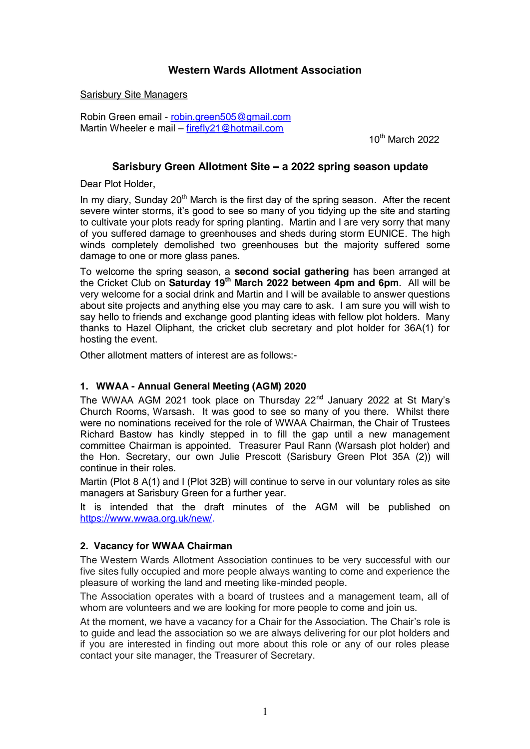# Western Wards Allotment Association

Sarisbury Site Managers

Robin Green email - robin.green505@gmail.com
Martin Wheeler e mail – firefly21@hotmail.com

10th March 2022

## Sarisbury Green Allotment Site – a 2022 spring season update

Dear Plot Holder,

In my diary, Sunday 20th March is the first day of the spring season. After the recent severe winter storms, it's good to see so many of you tidying up the site and starting to cultivate your plots ready for spring planting. Martin and I are very sorry that many of you suffered damage to greenhouses and sheds during storm EUNICE. The high winds completely demolished two greenhouses but the majority suffered some damage to one or more glass panes.

To welcome the spring season, a **second social gathering** has been arranged at the Cricket Club on **Saturday 19th March 2022 between 4pm and 6pm**. All will be very welcome for a social drink and Martin and I will be available to answer questions about site projects and anything else you may care to ask. I am sure you will wish to say hello to friends and exchange good planting ideas with fellow plot holders. Many thanks to Hazel Oliphant, the cricket club secretary and plot holder for 36A(1) for hosting the event.

Other allotment matters of interest are as follows:-

### 1. WWAA - Annual General Meeting (AGM) 2020

The WWAA AGM 2021 took place on Thursday 22nd January 2022 at St Mary's Church Rooms, Warsash. It was good to see so many of you there. Whilst there were no nominations received for the role of WWAA Chairman, the Chair of Trustees Richard Bastow has kindly stepped in to fill the gap until a new management committee Chairman is appointed. Treasurer Paul Rann (Warsash plot holder) and the Hon. Secretary, our own Julie Prescott (Sarisbury Green Plot 35A (2)) will continue in their roles.

Martin (Plot 8 A(1) and I (Plot 32B) will continue to serve in our voluntary roles as site managers at Sarisbury Green for a further year.

It is intended that the draft minutes of the AGM will be published on https://www.wwaa.org.uk/new/.

### 2. Vacancy for WWAA Chairman

The Western Wards Allotment Association continues to be very successful with our five sites fully occupied and more people always wanting to come and experience the pleasure of working the land and meeting like-minded people.

The Association operates with a board of trustees and a management team, all of whom are volunteers and we are looking for more people to come and join us.

At the moment, we have a vacancy for a Chair for the Association. The Chair's role is to guide and lead the association so we are always delivering for our plot holders and if you are interested in finding out more about this role or any of our roles please contact your site manager, the Treasurer of Secretary.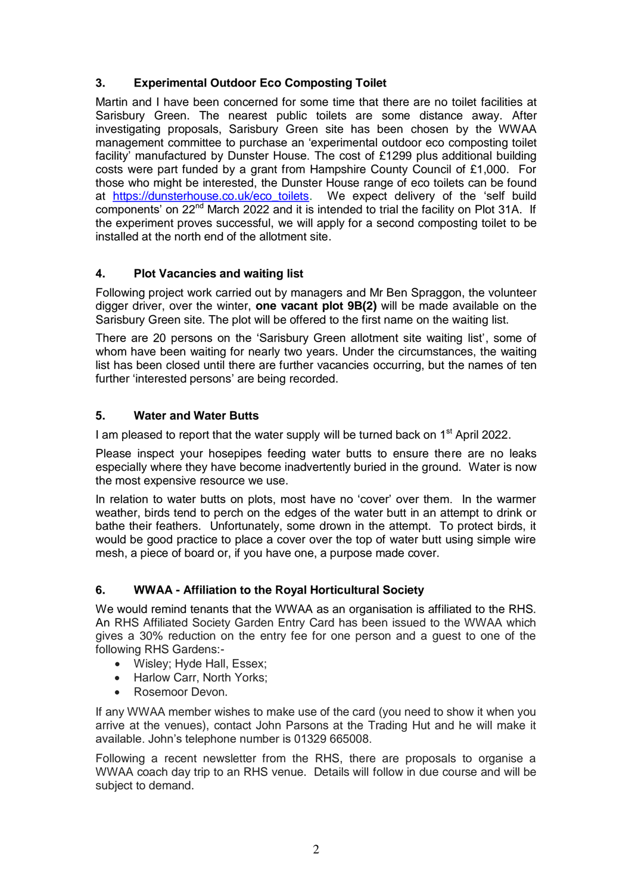## 3. Experimental Outdoor Eco Composting Toilet

Martin and I have been concerned for some time that there are no toilet facilities at Sarisbury Green. The nearest public toilets are some distance away. After investigating proposals, Sarisbury Green site has been chosen by the WWAA management committee to purchase an 'experimental outdoor eco composting toilet facility' manufactured by Dunster House. The cost of £1299 plus additional building costs were part funded by a grant from Hampshire County Council of £1,000. For those who might be interested, the Dunster House range of eco toilets can be found at https://dunsterhouse.co.uk/eco_toilets. We expect delivery of the 'self build components' on 22nd March 2022 and it is intended to trial the facility on Plot 31A. If the experiment proves successful, we will apply for a second composting toilet to be installed at the north end of the allotment site.

## 4. Plot Vacancies and waiting list

Following project work carried out by managers and Mr Ben Spraggon, the volunteer digger driver, over the winter, **one vacant plot 9B(2)** will be made available on the Sarisbury Green site. The plot will be offered to the first name on the waiting list.

There are 20 persons on the 'Sarisbury Green allotment site waiting list', some of whom have been waiting for nearly two years. Under the circumstances, the waiting list has been closed until there are further vacancies occurring, but the names of ten further 'interested persons' are being recorded.

## 5. Water and Water Butts

I am pleased to report that the water supply will be turned back on 1st April 2022.

Please inspect your hosepipes feeding water butts to ensure there are no leaks especially where they have become inadvertently buried in the ground. Water is now the most expensive resource we use.

In relation to water butts on plots, most have no 'cover' over them. In the warmer weather, birds tend to perch on the edges of the water butt in an attempt to drink or bathe their feathers. Unfortunately, some drown in the attempt. To protect birds, it would be good practice to place a cover over the top of water butt using simple wire mesh, a piece of board or, if you have one, a purpose made cover.

## 6. WWAA - Affiliation to the Royal Horticultural Society

We would remind tenants that the WWAA as an organisation is affiliated to the RHS. An RHS Affiliated Society Garden Entry Card has been issued to the WWAA which gives a 30% reduction on the entry fee for one person and a guest to one of the following RHS Gardens:-

- Wisley; Hyde Hall, Essex;
- Harlow Carr, North Yorks;
- Rosemoor Devon.

If any WWAA member wishes to make use of the card (you need to show it when you arrive at the venues), contact John Parsons at the Trading Hut and he will make it available. John's telephone number is 01329 665008.

Following a recent newsletter from the RHS, there are proposals to organise a WWAA coach day trip to an RHS venue. Details will follow in due course and will be subject to demand.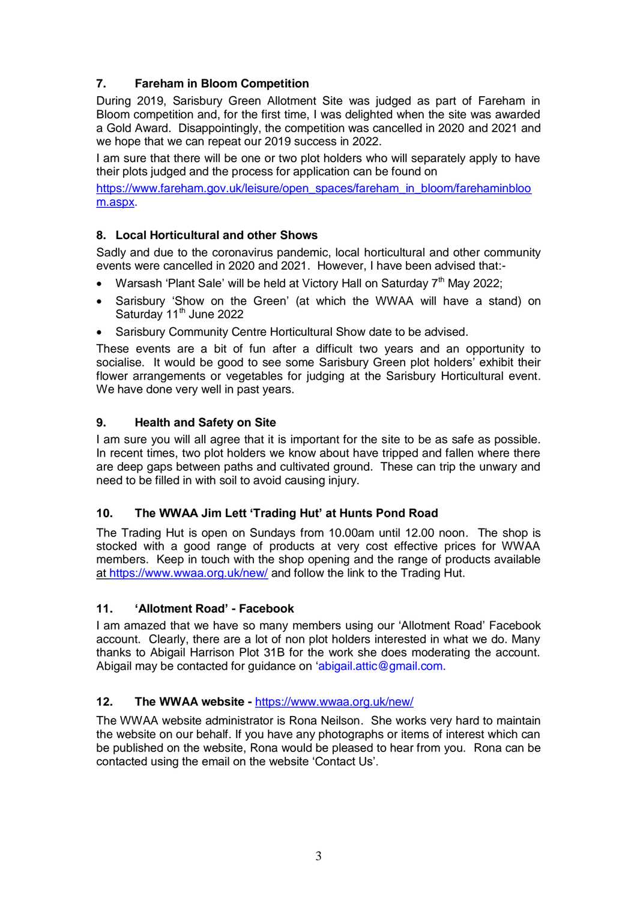## 7. Fareham in Bloom Competition

During 2019, Sarisbury Green Allotment Site was judged as part of Fareham in Bloom competition and, for the first time, I was delighted when the site was awarded a Gold Award. Disappointingly, the competition was cancelled in 2020 and 2021 and we hope that we can repeat our 2019 success in 2022.

I am sure that there will be one or two plot holders who will separately apply to have their plots judged and the process for application can be found on https://www.fareham.gov.uk/leisure/open_spaces/fareham_in_bloom/farehaminbloom.aspx.

## 8. Local Horticultural and other Shows

Sadly and due to the coronavirus pandemic, local horticultural and other community events were cancelled in 2020 and 2021. However, I have been advised that:-

- Warsash 'Plant Sale' will be held at Victory Hall on Saturday 7th May 2022;
- Sarisbury 'Show on the Green' (at which the WWAA will have a stand) on Saturday 11th June 2022
- Sarisbury Community Centre Horticultural Show date to be advised.

These events are a bit of fun after a difficult two years and an opportunity to socialise. It would be good to see some Sarisbury Green plot holders' exhibit their flower arrangements or vegetables for judging at the Sarisbury Horticultural event. We have done very well in past years.

## 9. Health and Safety on Site

I am sure you will all agree that it is important for the site to be as safe as possible. In recent times, two plot holders we know about have tripped and fallen where there are deep gaps between paths and cultivated ground. These can trip the unwary and need to be filled in with soil to avoid causing injury.

## 10. The WWAA Jim Lett 'Trading Hut' at Hunts Pond Road

The Trading Hut is open on Sundays from 10.00am until 12.00 noon. The shop is stocked with a good range of products at very cost effective prices for WWAA members. Keep in touch with the shop opening and the range of products available at https://www.wwaa.org.uk/new/ and follow the link to the Trading Hut.

## 11. 'Allotment Road' - Facebook

I am amazed that we have so many members using our 'Allotment Road' Facebook account. Clearly, there are a lot of non plot holders interested in what we do. Many thanks to Abigail Harrison Plot 31B for the work she does moderating the account. Abigail may be contacted for guidance on 'abigail.attic@gmail.com.

## 12. The WWAA website - https://www.wwaa.org.uk/new/

The WWAA website administrator is Rona Neilson. She works very hard to maintain the website on our behalf. If you have any photographs or items of interest which can be published on the website, Rona would be pleased to hear from you. Rona can be contacted using the email on the website 'Contact Us'.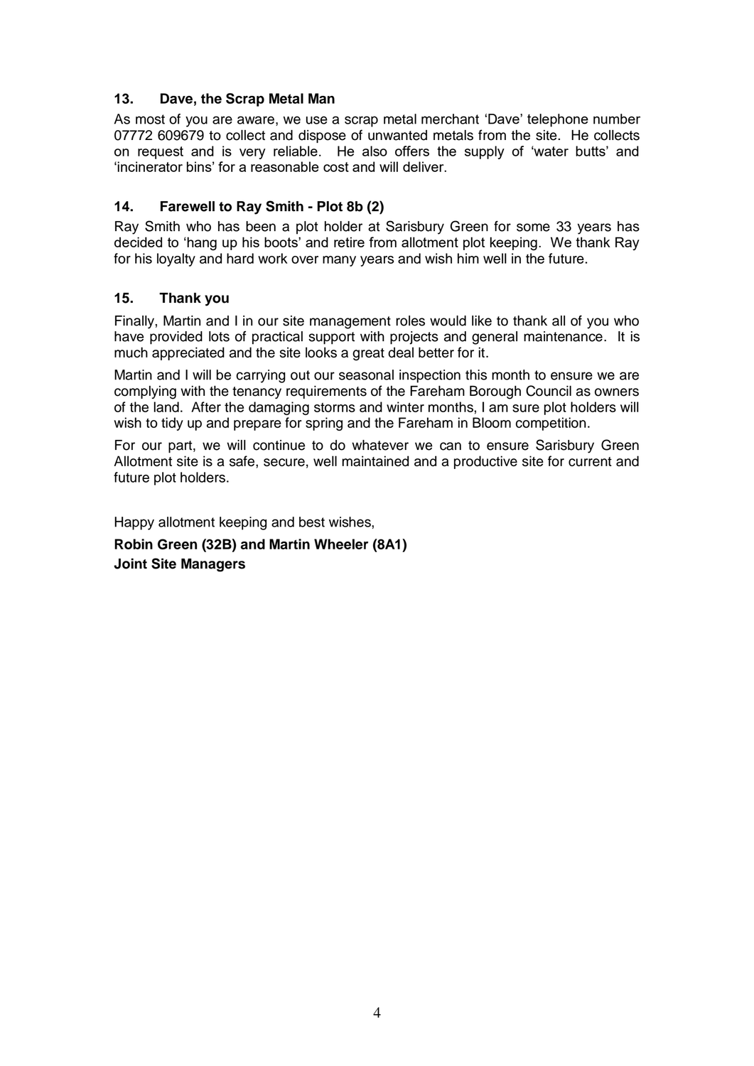### 13. Dave, the Scrap Metal Man

As most of you are aware, we use a scrap metal merchant 'Dave' telephone number 07772 609679 to collect and dispose of unwanted metals from the site. He collects on request and is very reliable. He also offers the supply of 'water butts' and 'incinerator bins' for a reasonable cost and will deliver.

### 14. Farewell to Ray Smith - Plot 8b (2)

Ray Smith who has been a plot holder at Sarisbury Green for some 33 years has decided to 'hang up his boots' and retire from allotment plot keeping. We thank Ray for his loyalty and hard work over many years and wish him well in the future.

### 15. Thank you

Finally, Martin and I in our site management roles would like to thank all of you who have provided lots of practical support with projects and general maintenance. It is much appreciated and the site looks a great deal better for it.

Martin and I will be carrying out our seasonal inspection this month to ensure we are complying with the tenancy requirements of the Fareham Borough Council as owners of the land. After the damaging storms and winter months, I am sure plot holders will wish to tidy up and prepare for spring and the Fareham in Bloom competition.

For our part, we will continue to do whatever we can to ensure Sarisbury Green Allotment site is a safe, secure, well maintained and a productive site for current and future plot holders.

Happy allotment keeping and best wishes,

**Robin Green (32B) and Martin Wheeler (8A1)**
**Joint Site Managers**